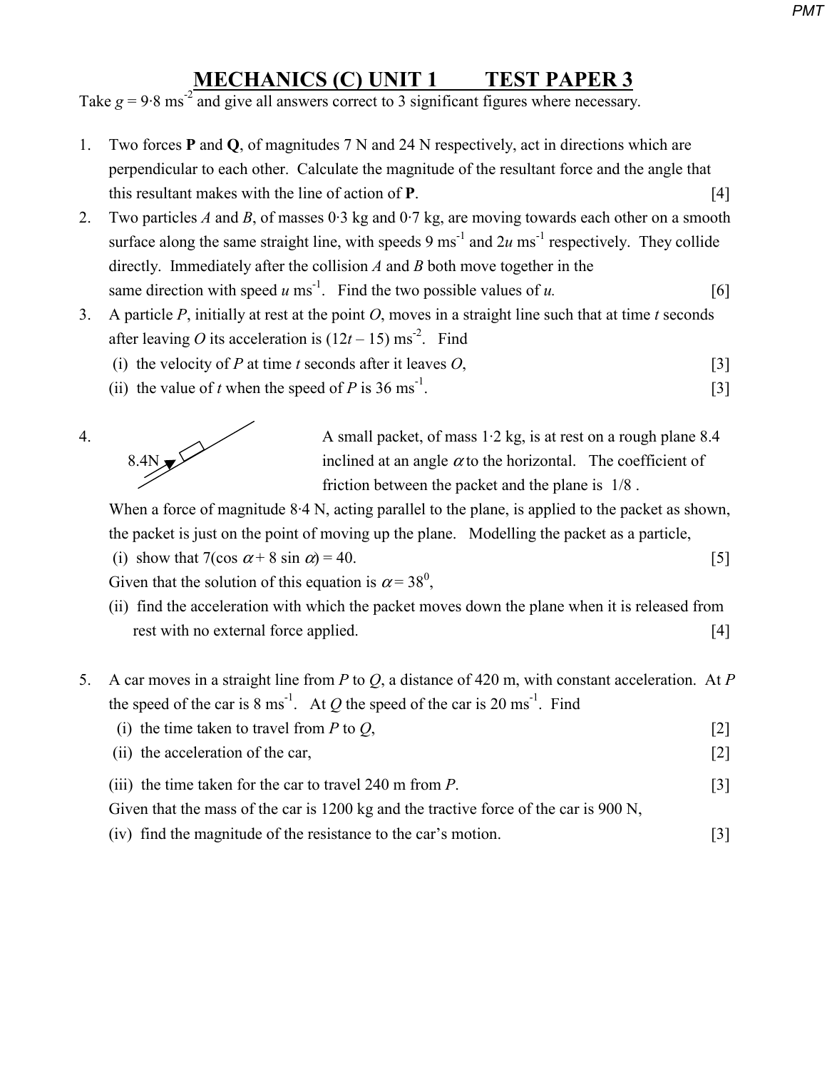# MECHANICS (C) UNIT 1 TEST PAPER 3

Take $g = 9{\cdot}8$ ms$^{-2}$ and give all answers correct to 3 significant figures where necessary.

1. Two forces **P** and **Q**, of magnitudes 7 N and 24 N respectively, act in directions which are perpendicular to each other. Calculate the magnitude of the resultant force and the angle that this resultant makes with the line of action of **P**. [4]

2. Two particles $A$ and $B$, of masses 0·3 kg and 0·7 kg, are moving towards each other on a smooth surface along the same straight line, with speeds 9 ms$^{-1}$ and $2u$ ms$^{-1}$ respectively. They collide directly. Immediately after the collision $A$ and $B$ both move together in the same direction with speed $u$ ms$^{-1}$. Find the two possible values of $u$. [6]

3. A particle $P$, initially at rest at the point $O$, moves in a straight line such that at time $t$ seconds after leaving $O$ its acceleration is $(12t - 15)$ ms$^{-2}$. Find
   (i) the velocity of $P$ at time $t$ seconds after it leaves $O$, [3]
   (ii) the value of $t$ when the speed of $P$ is 36 ms$^{-1}$. [3]

4. 8.4N

   A small packet, of mass 1·2 kg, is at rest on a rough plane 8.4 inclined at an angle $\alpha$ to the horizontal. The coefficient of friction between the packet and the plane is 1/8 .

   When a force of magnitude 8·4 N, acting parallel to the plane, is applied to the packet as shown, the packet is just on the point of moving up the plane. Modelling the packet as a particle,
   (i) show that $7(\cos \alpha + 8 \sin \alpha) = 40$. [5]
   Given that the solution of this equation is $\alpha = 38^0$,
   (ii) find the acceleration with which the packet moves down the plane when it is released from rest with no external force applied. [4]

5. A car moves in a straight line from $P$ to $Q$, a distance of 420 m, with constant acceleration. At $P$ the speed of the car is 8 ms$^{-1}$. At $Q$ the speed of the car is 20 ms$^{-1}$. Find
   (i) the time taken to travel from $P$ to $Q$, [2]
   (ii) the acceleration of the car, [2]
   (iii) the time taken for the car to travel 240 m from $P$. [3]
   Given that the mass of the car is 1200 kg and the tractive force of the car is 900 N,
   (iv) find the magnitude of the resistance to the car's motion. [3]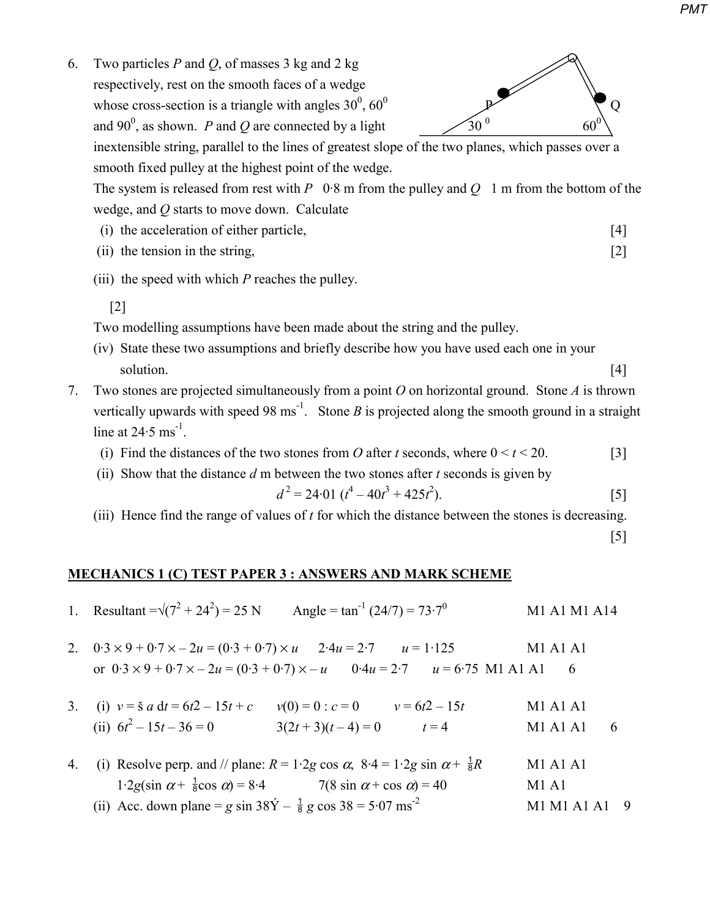6. Two particles $P$ and $Q$, of masses 3 kg and 2 kg respectively, rest on the smooth faces of a wedge whose cross-section is a triangle with angles $30^0$, $60^0$ and $90^0$, as shown. $P$ and $Q$ are connected by a light inextensible string, parallel to the lines of greatest slope of the two planes, which passes over a smooth fixed pulley at the highest point of the wedge.

   The system is released from rest with $P$ 0·8 m from the pulley and $Q$ 1 m from the bottom of the wedge, and $Q$ starts to move down. Calculate

   (i) the acceleration of either particle, [4]

   (ii) the tension in the string, [2]

   (iii) the speed with which $P$ reaches the pulley. [2]

   Two modelling assumptions have been made about the string and the pulley.

   (iv) State these two assumptions and briefly describe how you have used each one in your solution. [4]

7. Two stones are projected simultaneously from a point $O$ on horizontal ground. Stone $A$ is thrown vertically upwards with speed 98 $ms^{-1}$. Stone $B$ is projected along the smooth ground in a straight line at 24·5 $ms^{-1}$.

   (i) Find the distances of the two stones from $O$ after $t$ seconds, where $0 < t < 20$. [3]

   (ii) Show that the distance $d$ m between the two stones after $t$ seconds is given by
   $$d^2 = 24{\cdot}01\,(t^4 - 40t^3 + 425t^2).$$ [5]

   (iii) Hence find the range of values of $t$ for which the distance between the stones is decreasing. [5]

## MECHANICS 1 (C) TEST PAPER 3 : ANSWERS AND MARK SCHEME

1. Resultant $=\sqrt{(7^2 + 24^2)} = 25$ N  Angle $= \tan^{-1}(24/7) = 73{\cdot}7^0$  M1 A1 M1 A1 4

2. $0{\cdot}3 \times 9 + 0{\cdot}7 \times -2u = (0{\cdot}3 + 0{\cdot}7) \times u$  $2{\cdot}4u = 2{\cdot}7$  $u = 1{\cdot}125$  M1 A1 A1
   or $0{\cdot}3 \times 9 + 0{\cdot}7 \times -2u = (0{\cdot}3 + 0{\cdot}7) \times -u$  $0{\cdot}4u = 2{\cdot}7$  $u = 6{\cdot}75$  M1 A1 A1  6

3. (i) $v = \int a\, dt = 6t^2 - 15t + c$  $v(0) = 0 : c = 0$  $v = 6t^2 - 15t$  M1 A1 A1
   (ii) $6t^2 - 15t - 36 = 0$  $3(2t + 3)(t - 4) = 0$  $t = 4$  M1 A1 A1  6

4. (i) Resolve perp. and // plane: $R = 1{\cdot}2g \cos \alpha$, $8{\cdot}4 = 1{\cdot}2g \sin \alpha + \frac{1}{8}R$  M1 A1 A1
   $1{\cdot}2g(\sin \alpha + \frac{1}{8}\cos \alpha) = 8{\cdot}4$  $7(8 \sin \alpha + \cos \alpha) = 40$  M1 A1
   (ii) Acc. down plane $= g \sin 38° - \frac{1}{8} g \cos 38 = 5{\cdot}07$ $ms^{-2}$  M1 M1 A1 A1  9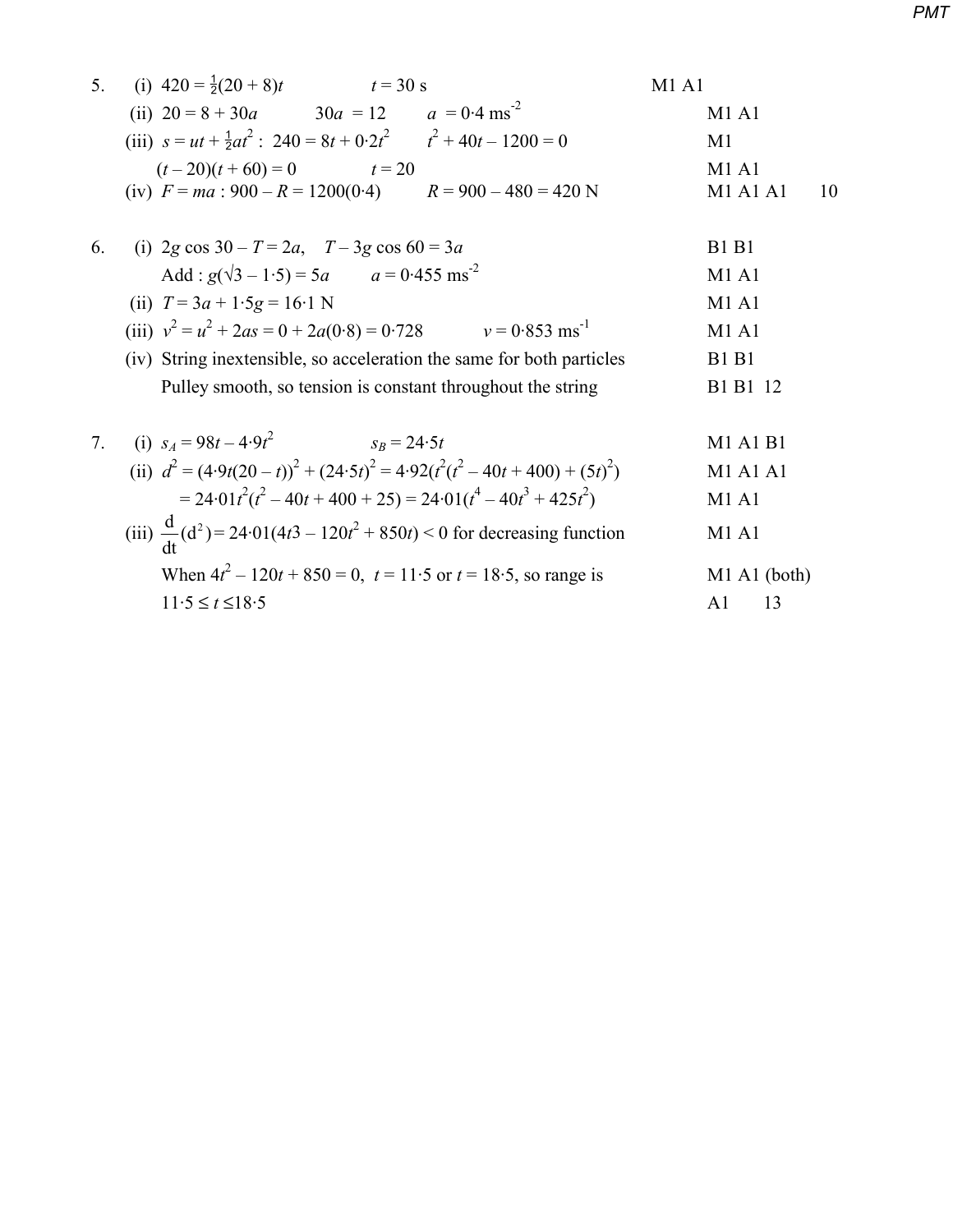5. (i) $420 = \frac{1}{2}(20 + 8)t \qquad t = 30$ s M1 A1

(ii) $20 = 8 + 30a \qquad 30a = 12 \qquad a = 0{\cdot}4$ ms$^{-2}$ M1 A1

(iii) $s = ut + \frac{1}{2}at^2$ : $240 = 8t + 0{\cdot}2t^2 \qquad t^2 + 40t - 1200 = 0$ M1

$(t - 20)(t + 60) = 0 \qquad t = 20$ M1 A1

(iv) $F = ma$ : $900 - R = 1200(0{\cdot}4) \qquad R = 900 - 480 = 420$ N M1 A1 A1 10

6. (i) $2g \cos 30 - T = 2a, \quad T - 3g \cos 60 = 3a$ B1 B1

Add : $g(\sqrt{3} - 1{\cdot}5) = 5a \qquad a = 0{\cdot}455$ ms$^{-2}$ M1 A1

(ii) $T = 3a + 1{\cdot}5g = 16{\cdot}1$ N M1 A1

(iii) $v^2 = u^2 + 2as = 0 + 2a(0{\cdot}8) = 0{\cdot}728 \qquad v = 0{\cdot}853$ ms$^{-1}$ M1 A1

(iv) String inextensible, so acceleration the same for both particles B1 B1

Pulley smooth, so tension is constant throughout the string B1 B1 12

7. (i) $s_A = 98t - 4{\cdot}9t^2 \qquad s_B = 24{\cdot}5t$ M1 A1 B1

(ii) $d^2 = (4{\cdot}9t(20 - t))^2 + (24{\cdot}5t)^2 = 4{\cdot}92(t^2(t^2 - 40t + 400) + (5t)^2)$ M1 A1 A1

$= 24{\cdot}01t^2(t^2 - 40t + 400 + 25) = 24{\cdot}01(t^4 - 40t^3 + 425t^2)$ M1 A1

(iii) $\frac{\mathrm{d}}{\mathrm{d}t}(\mathrm{d}^2) = 24{\cdot}01(4t3 - 120t^2 + 850t) < 0$ for decreasing function M1 A1

When $4t^2 - 120t + 850 = 0$, $t = 11{\cdot}5$ or $t = 18{\cdot}5$, so range is M1 A1 (both)

$11{\cdot}5 \leq t \leq 18{\cdot}5$ A1 13